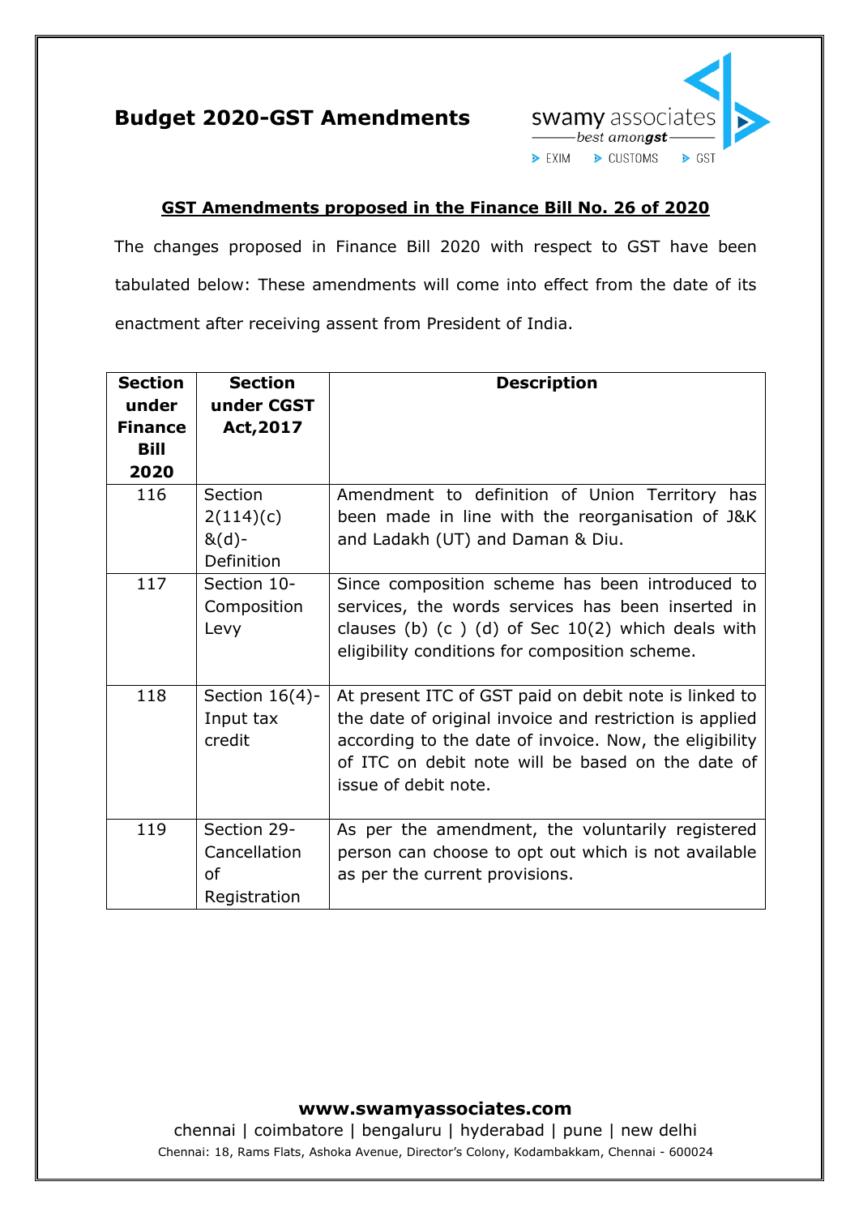# Budget 2020-GST Amendments

## GST Amendments proposed in the Finance Bill No. 26 of 2020

The changes proposed in Finance Bill 2020 with respect to GST have been tabulated below: These amendments will come into effect from the date of its enactment after receiving assent from President of India.

| Section under Finance Bill 2020 | Section under CGST Act,2017 | Description |
|---|---|---|
| 116 | Section 2(114)(c) &(d)- Definition | Amendment to definition of Union Territory has been made in line with the reorganisation of J&K and Ladakh (UT) and Daman & Diu. |
| 117 | Section 10- Composition Levy | Since composition scheme has been introduced to services, the words services has been inserted in clauses (b) (c ) (d) of Sec 10(2) which deals with eligibility conditions for composition scheme. |
| 118 | Section 16(4)- Input tax credit | At present ITC of GST paid on debit note is linked to the date of original invoice and restriction is applied according to the date of invoice. Now, the eligibility of ITC on debit note will be based on the date of issue of debit note. |
| 119 | Section 29- Cancellation of Registration | As per the amendment, the voluntarily registered person can choose to opt out which is not available as per the current provisions. |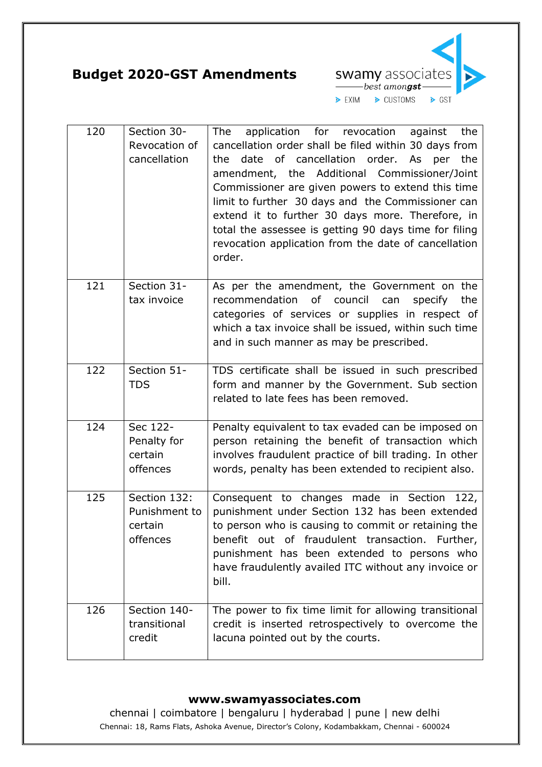| 120 | Section 30- Revocation of cancellation | The application for revocation against the cancellation order shall be filed within 30 days from the date of cancellation order. As per the amendment, the Additional Commissioner/Joint Commissioner are given powers to extend this time limit to further 30 days and the Commissioner can extend it to further 30 days more. Therefore, in total the assessee is getting 90 days time for filing revocation application from the date of cancellation order. |
|---|---|---|
| 121 | Section 31- tax invoice | As per the amendment, the Government on the recommendation of council can specify the categories of services or supplies in respect of which a tax invoice shall be issued, within such time and in such manner as may be prescribed. |
| 122 | Section 51- TDS | TDS certificate shall be issued in such prescribed form and manner by the Government. Sub section related to late fees has been removed. |
| 124 | Sec 122- Penalty for certain offences | Penalty equivalent to tax evaded can be imposed on person retaining the benefit of transaction which involves fraudulent practice of bill trading. In other words, penalty has been extended to recipient also. |
| 125 | Section 132: Punishment to certain offences | Consequent to changes made in Section 122, punishment under Section 132 has been extended to person who is causing to commit or retaining the benefit out of fraudulent transaction. Further, punishment has been extended to persons who have fraudulently availed ITC without any invoice or bill. |
| 126 | Section 140- transitional credit | The power to fix time limit for allowing transitional credit is inserted retrospectively to overcome the lacuna pointed out by the courts. |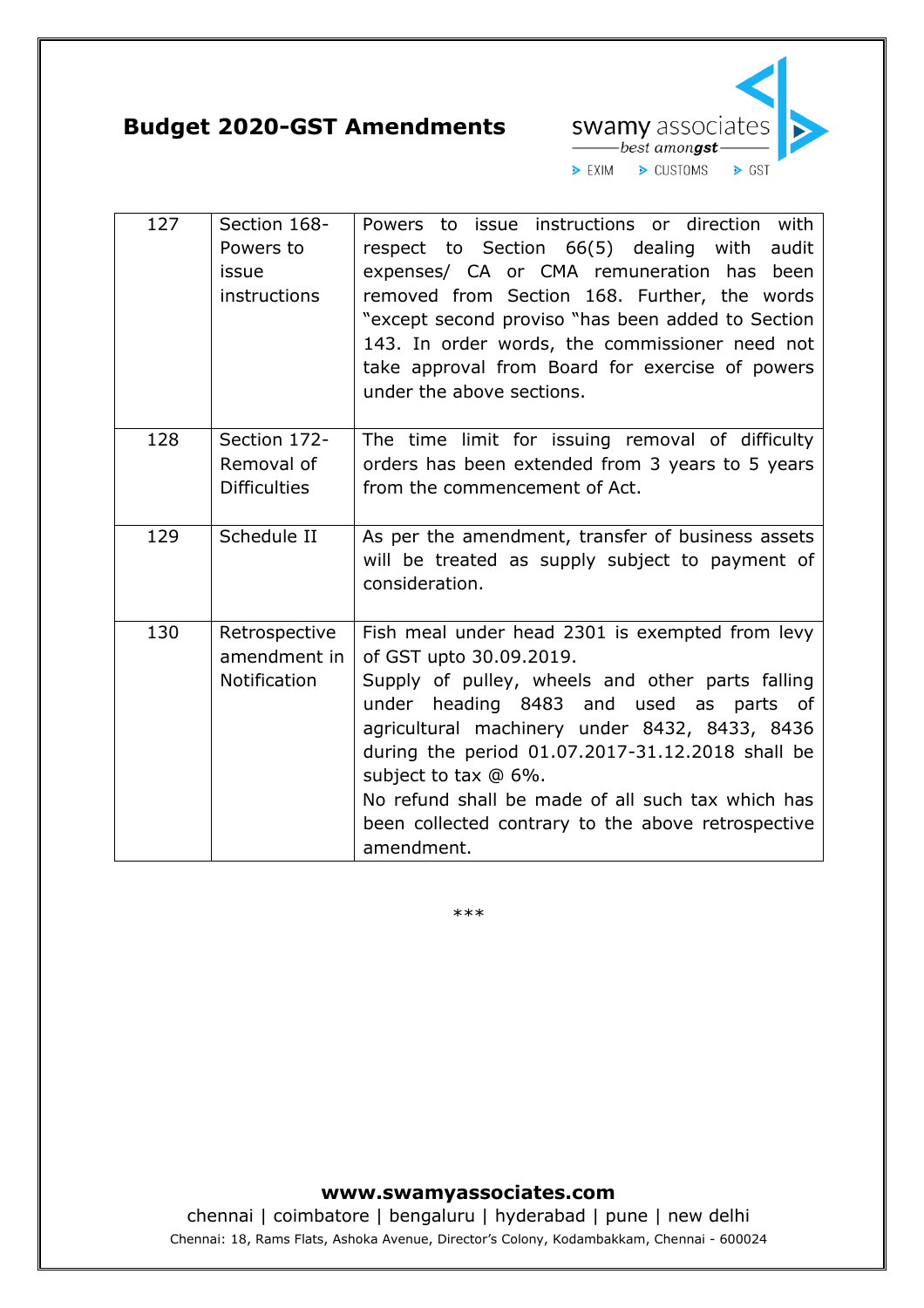# Budget 2020-GST Amendments

| | | |
|---|---|---|
| 127 | Section 168- Powers to issue instructions | Powers to issue instructions or direction with respect to Section 66(5) dealing with audit expenses/ CA or CMA remuneration has been removed from Section 168. Further, the words "except second proviso "has been added to Section 143. In order words, the commissioner need not take approval from Board for exercise of powers under the above sections. |
| 128 | Section 172- Removal of Difficulties | The time limit for issuing removal of difficulty orders has been extended from 3 years to 5 years from the commencement of Act. |
| 129 | Schedule II | As per the amendment, transfer of business assets will be treated as supply subject to payment of consideration. |
| 130 | Retrospective amendment in Notification | Fish meal under head 2301 is exempted from levy of GST upto 30.09.2019.<br>Supply of pulley, wheels and other parts falling under heading 8483 and used as parts of agricultural machinery under 8432, 8433, 8436 during the period 01.07.2017-31.12.2018 shall be subject to tax @ 6%.<br>No refund shall be made of all such tax which has been collected contrary to the above retrospective amendment. |

***